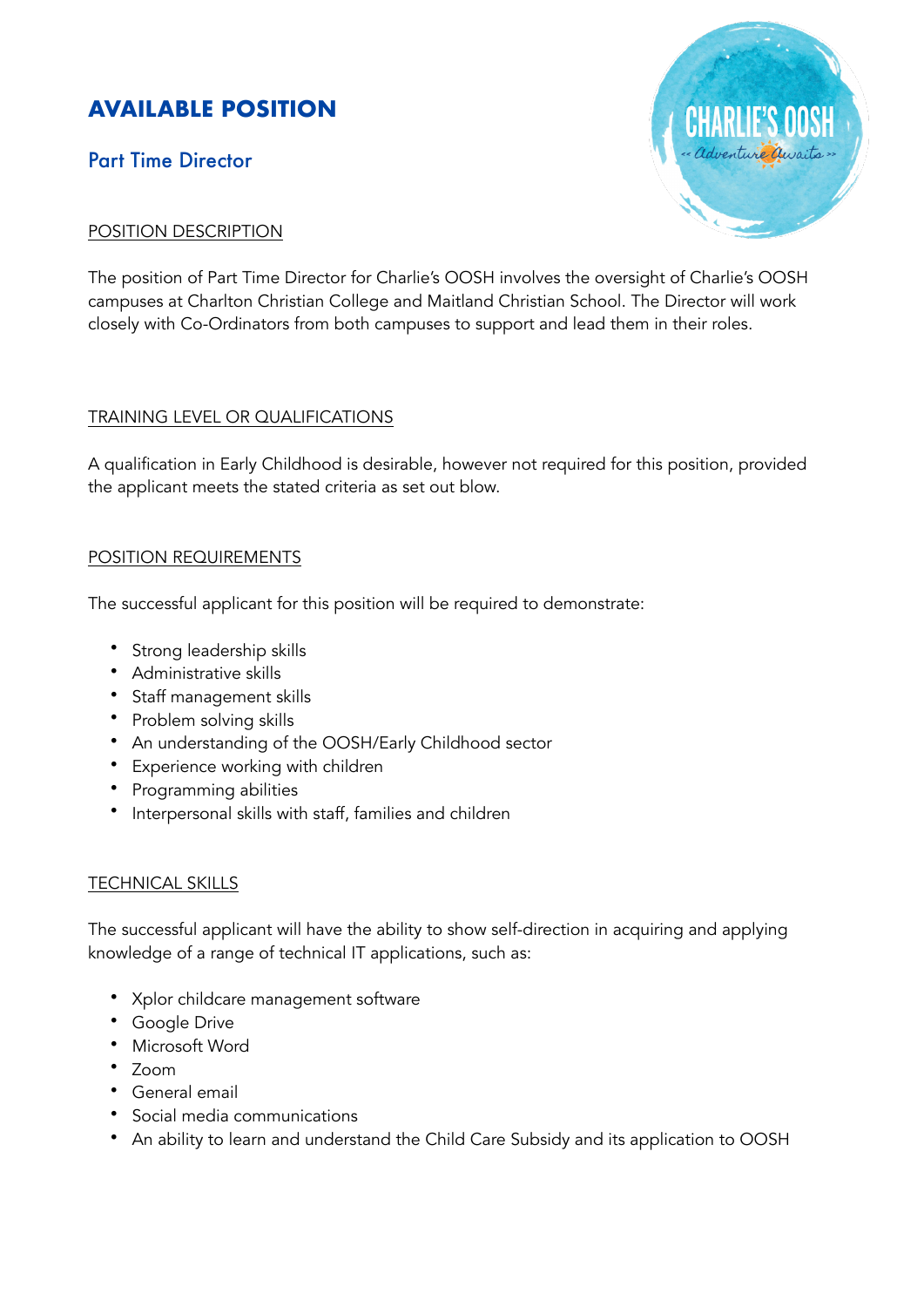# AVAILABLE POSITION

## Part Time Director

POSITION DESCRIPTION

The position of Part Time Director for Charlie's OOSH involves the oversight of Charlie's OOSH campuses at Charlton Christian College and Maitland Christian School. The Director will work closely with Co-Ordinators from both campuses to support and lead them in their roles.

TRAINING LEVEL OR QUALIFICATIONS

A qualification in Early Childhood is desirable, however not required for this position, provided the applicant meets the stated criteria as set out blow.

POSITION REQUIREMENTS

The successful applicant for this position will be required to demonstrate:

- Strong leadership skills
- Administrative skills
- Staff management skills
- Problem solving skills
- An understanding of the OOSH/Early Childhood sector
- Experience working with children
- Programming abilities
- Interpersonal skills with staff, families and children

TECHNICAL SKILLS

The successful applicant will have the ability to show self-direction in acquiring and applying knowledge of a range of technical IT applications, such as:

- Xplor childcare management software
- Google Drive
- Microsoft Word
- Zoom
- General email
- Social media communications
- An ability to learn and understand the Child Care Subsidy and its application to OOSH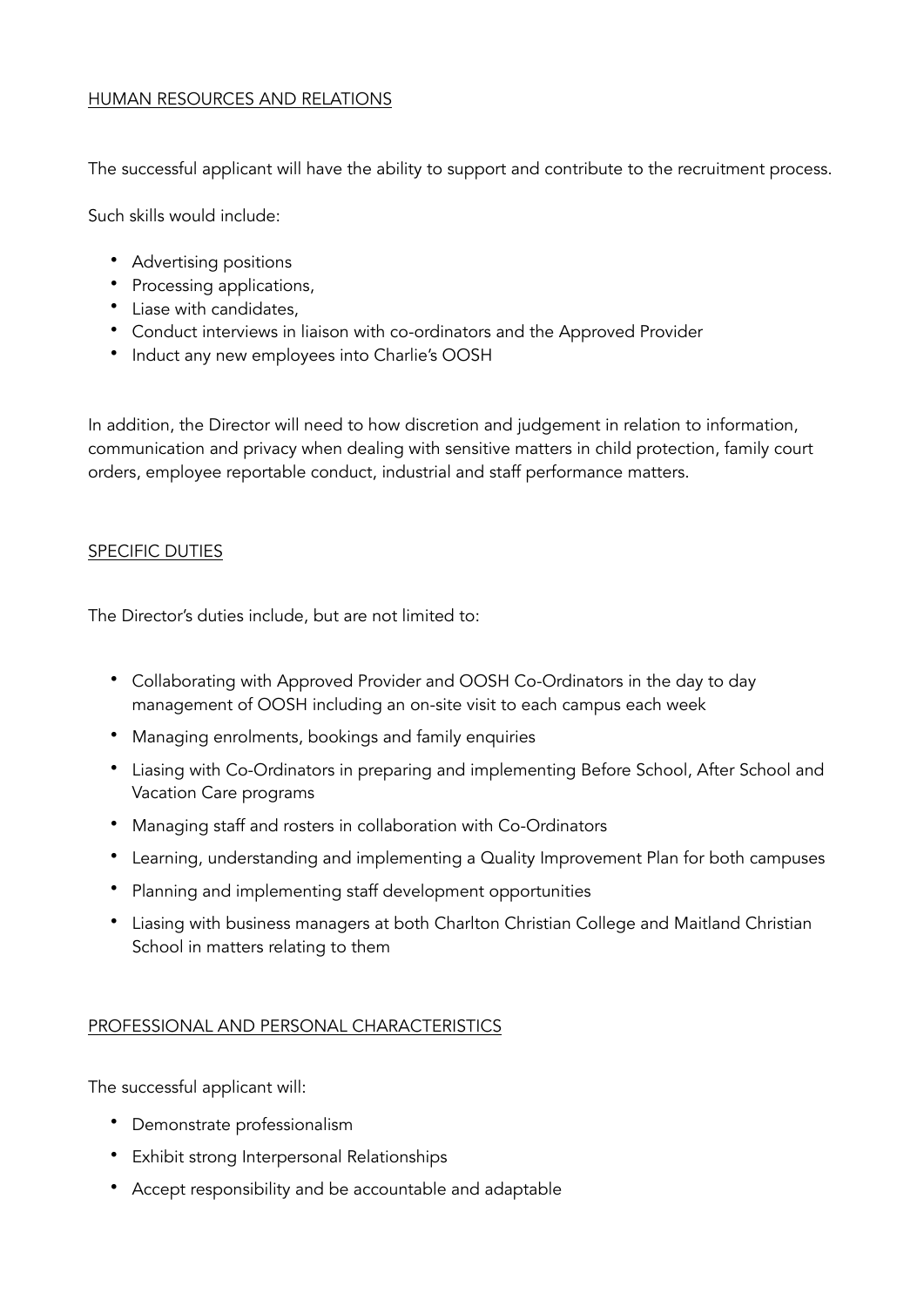## HUMAN RESOURCES AND RELATIONS

The successful applicant will have the ability to support and contribute to the recruitment process.

Such skills would include:

- Advertising positions
- Processing applications,
- Liase with candidates,
- Conduct interviews in liaison with co-ordinators and the Approved Provider
- Induct any new employees into Charlie's OOSH

In addition, the Director will need to how discretion and judgement in relation to information, communication and privacy when dealing with sensitive matters in child protection, family court orders, employee reportable conduct, industrial and staff performance matters.

## SPECIFIC DUTIES

The Director's duties include, but are not limited to:

- Collaborating with Approved Provider and OOSH Co-Ordinators in the day to day management of OOSH including an on-site visit to each campus each week
- Managing enrolments, bookings and family enquiries
- Liasing with Co-Ordinators in preparing and implementing Before School, After School and Vacation Care programs
- Managing staff and rosters in collaboration with Co-Ordinators
- Learning, understanding and implementing a Quality Improvement Plan for both campuses
- Planning and implementing staff development opportunities
- Liasing with business managers at both Charlton Christian College and Maitland Christian School in matters relating to them

## PROFESSIONAL AND PERSONAL CHARACTERISTICS

The successful applicant will:

- Demonstrate professionalism
- Exhibit strong Interpersonal Relationships
- Accept responsibility and be accountable and adaptable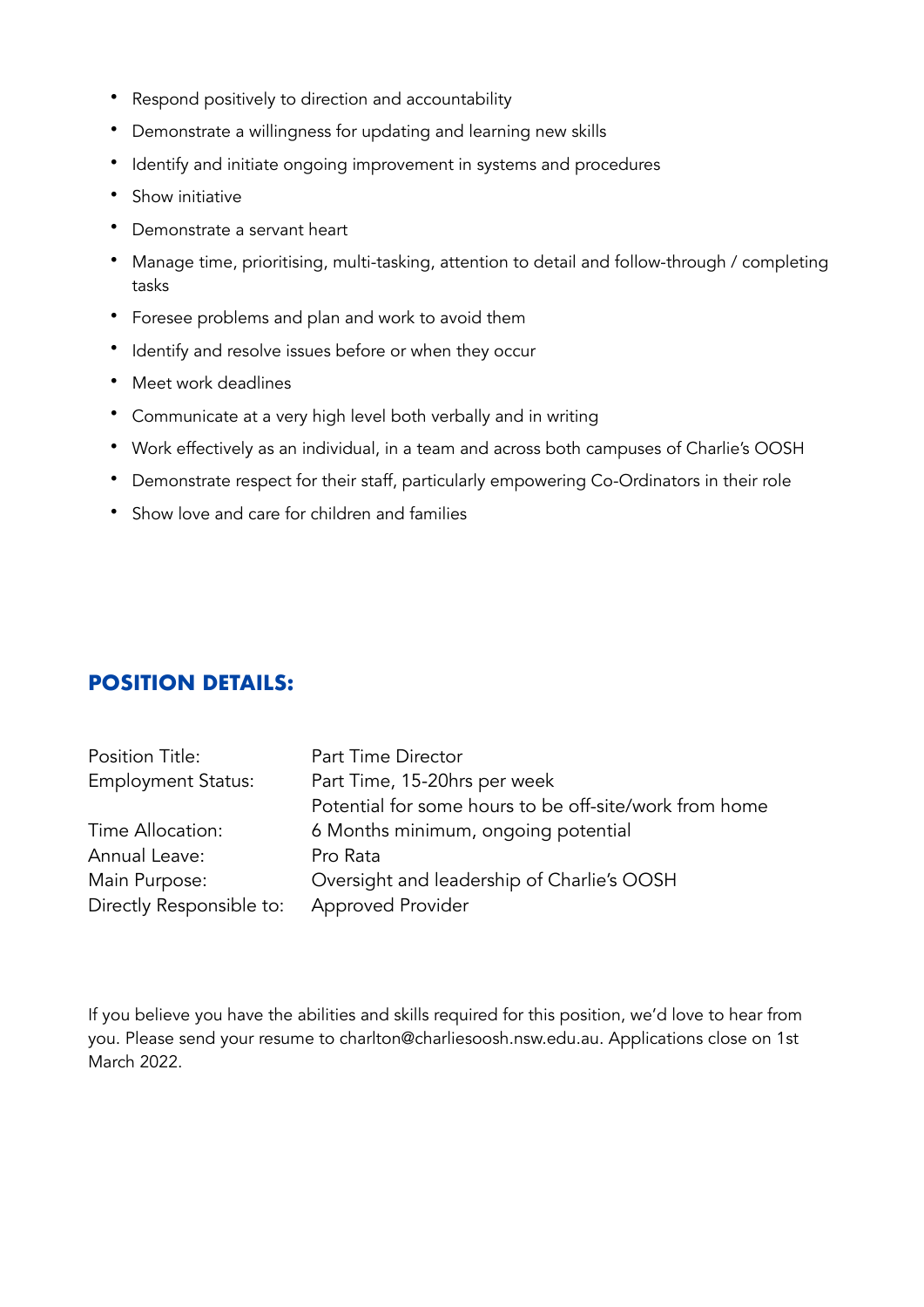- Respond positively to direction and accountability
- Demonstrate a willingness for updating and learning new skills
- Identify and initiate ongoing improvement in systems and procedures
- Show initiative
- Demonstrate a servant heart
- Manage time, prioritising, multi-tasking, attention to detail and follow-through / completing tasks
- Foresee problems and plan and work to avoid them
- Identify and resolve issues before or when they occur
- Meet work deadlines
- Communicate at a very high level both verbally and in writing
- Work effectively as an individual, in a team and across both campuses of Charlie's OOSH
- Demonstrate respect for their staff, particularly empowering Co-Ordinators in their role
- Show love and care for children and families

## POSITION DETAILS:

| | |
|---|---|
| Position Title: | Part Time Director |
| Employment Status: | Part Time, 15-20hrs per week<br>Potential for some hours to be off-site/work from home |
| Time Allocation: | 6 Months minimum, ongoing potential |
| Annual Leave: | Pro Rata |
| Main Purpose: | Oversight and leadership of Charlie's OOSH |
| Directly Responsible to: | Approved Provider |

If you believe you have the abilities and skills required for this position, we'd love to hear from you. Please send your resume to charlton@charliesoosh.nsw.edu.au. Applications close on 1st March 2022.